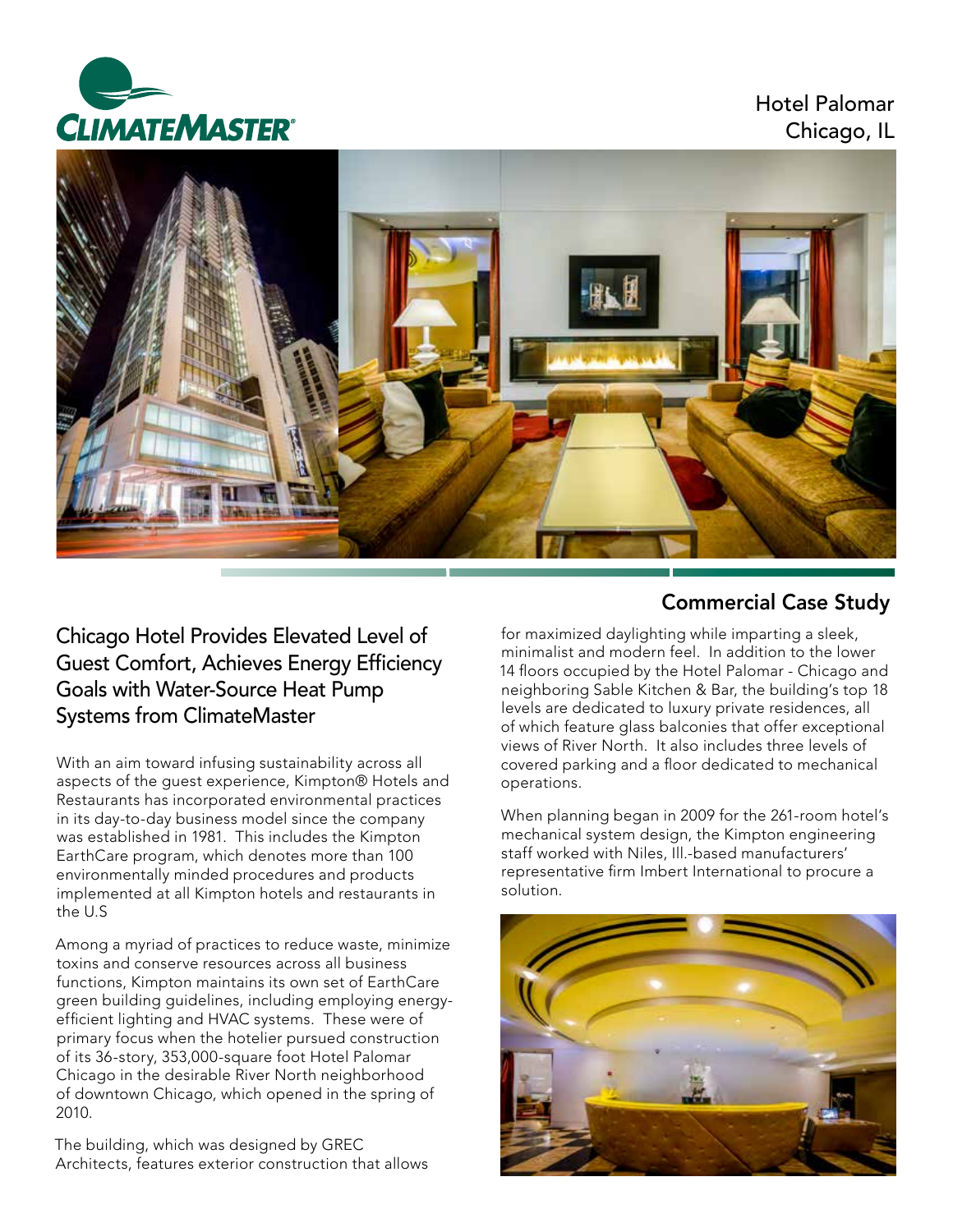Hotel Palomar
Chicago, IL

## Commercial Case Study

# Chicago Hotel Provides Elevated Level of Guest Comfort, Achieves Energy Efficiency Goals with Water-Source Heat Pump Systems from ClimateMaster

With an aim toward infusing sustainability across all aspects of the guest experience, Kimpton® Hotels and Restaurants has incorporated environmental practices in its day-to-day business model since the company was established in 1981. This includes the Kimpton EarthCare program, which denotes more than 100 environmentally minded procedures and products implemented at all Kimpton hotels and restaurants in the U.S

Among a myriad of practices to reduce waste, minimize toxins and conserve resources across all business functions, Kimpton maintains its own set of EarthCare green building guidelines, including employing energy-efficient lighting and HVAC systems. These were of primary focus when the hotelier pursued construction of its 36-story, 353,000-square foot Hotel Palomar Chicago in the desirable River North neighborhood of downtown Chicago, which opened in the spring of 2010.

The building, which was designed by GREC Architects, features exterior construction that allows for maximized daylighting while imparting a sleek, minimalist and modern feel. In addition to the lower 14 floors occupied by the Hotel Palomar - Chicago and neighboring Sable Kitchen & Bar, the building's top 18 levels are dedicated to luxury private residences, all of which feature glass balconies that offer exceptional views of River North. It also includes three levels of covered parking and a floor dedicated to mechanical operations.

When planning began in 2009 for the 261-room hotel's mechanical system design, the Kimpton engineering staff worked with Niles, Ill.-based manufacturers' representative firm Imbert International to procure a solution.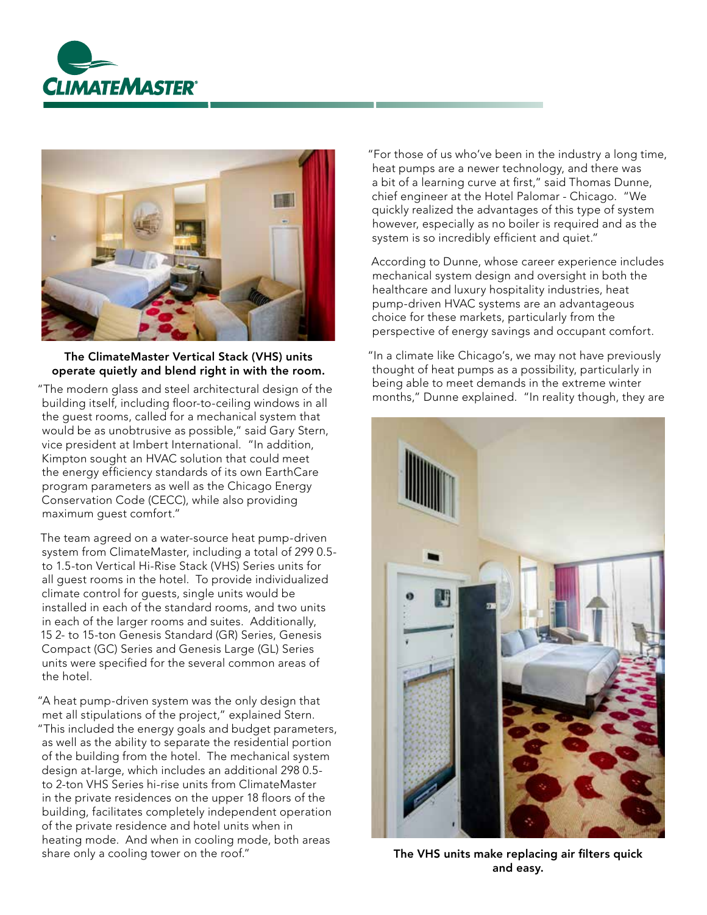**The ClimateMaster Vertical Stack (VHS) units operate quietly and blend right in with the room.**

"The modern glass and steel architectural design of the building itself, including floor-to-ceiling windows in all the guest rooms, called for a mechanical system that would be as unobtrusive as possible," said Gary Stern, vice president at Imbert International. "In addition, Kimpton sought an HVAC solution that could meet the energy efficiency standards of its own EarthCare program parameters as well as the Chicago Energy Conservation Code (CECC), while also providing maximum guest comfort."

The team agreed on a water-source heat pump-driven system from ClimateMaster, including a total of 299 0.5- to 1.5-ton Vertical Hi-Rise Stack (VHS) Series units for all guest rooms in the hotel. To provide individualized climate control for guests, single units would be installed in each of the standard rooms, and two units in each of the larger rooms and suites. Additionally, 15 2- to 15-ton Genesis Standard (GR) Series, Genesis Compact (GC) Series and Genesis Large (GL) Series units were specified for the several common areas of the hotel.

"A heat pump-driven system was the only design that met all stipulations of the project," explained Stern. "This included the energy goals and budget parameters, as well as the ability to separate the residential portion of the building from the hotel. The mechanical system design at-large, which includes an additional 298 0.5- to 2-ton VHS Series hi-rise units from ClimateMaster in the private residences on the upper 18 floors of the building, facilitates completely independent operation of the private residence and hotel units when in heating mode. And when in cooling mode, both areas share only a cooling tower on the roof."

"For those of us who've been in the industry a long time, heat pumps are a newer technology, and there was a bit of a learning curve at first," said Thomas Dunne, chief engineer at the Hotel Palomar - Chicago. "We quickly realized the advantages of this type of system however, especially as no boiler is required and as the system is so incredibly efficient and quiet."

According to Dunne, whose career experience includes mechanical system design and oversight in both the healthcare and luxury hospitality industries, heat pump-driven HVAC systems are an advantageous choice for these markets, particularly from the perspective of energy savings and occupant comfort.

"In a climate like Chicago's, we may not have previously thought of heat pumps as a possibility, particularly in being able to meet demands in the extreme winter months," Dunne explained. "In reality though, they are

**The VHS units make replacing air filters quick and easy.**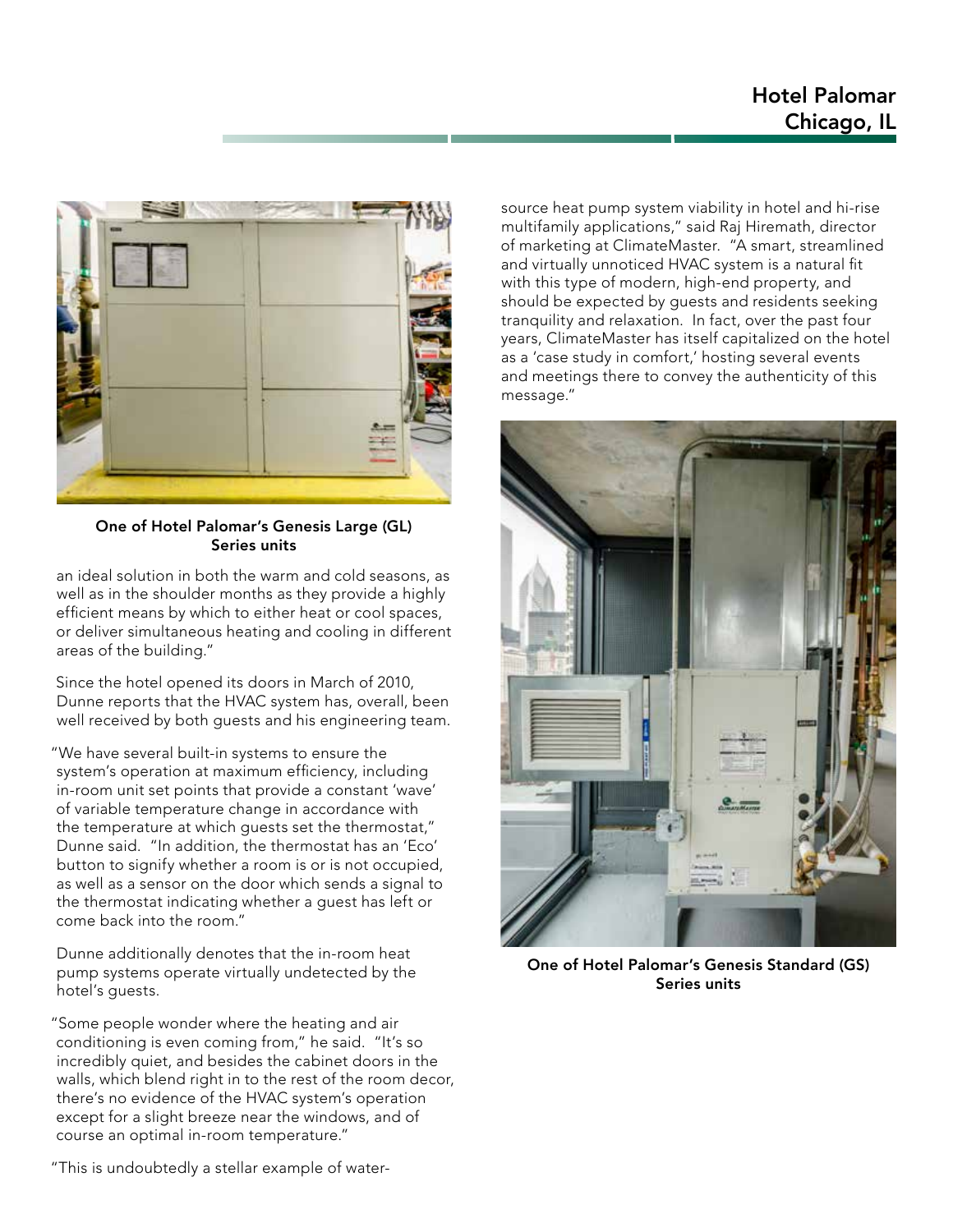One of Hotel Palomar's Genesis Large (GL) Series units

an ideal solution in both the warm and cold seasons, as well as in the shoulder months as they provide a highly efficient means by which to either heat or cool spaces, or deliver simultaneous heating and cooling in different areas of the building."

Since the hotel opened its doors in March of 2010, Dunne reports that the HVAC system has, overall, been well received by both guests and his engineering team.

"We have several built-in systems to ensure the system's operation at maximum efficiency, including in-room unit set points that provide a constant 'wave' of variable temperature change in accordance with the temperature at which guests set the thermostat," Dunne said. "In addition, the thermostat has an 'Eco' button to signify whether a room is or is not occupied, as well as a sensor on the door which sends a signal to the thermostat indicating whether a guest has left or come back into the room."

Dunne additionally denotes that the in-room heat pump systems operate virtually undetected by the hotel's guests.

"Some people wonder where the heating and air conditioning is even coming from," he said. "It's so incredibly quiet, and besides the cabinet doors in the walls, which blend right in to the rest of the room decor, there's no evidence of the HVAC system's operation except for a slight breeze near the windows, and of course an optimal in-room temperature."

"This is undoubtedly a stellar example of water-source heat pump system viability in hotel and hi-rise multifamily applications," said Raj Hiremath, director of marketing at ClimateMaster. "A smart, streamlined and virtually unnoticed HVAC system is a natural fit with this type of modern, high-end property, and should be expected by guests and residents seeking tranquility and relaxation. In fact, over the past four years, ClimateMaster has itself capitalized on the hotel as a 'case study in comfort,' hosting several events and meetings there to convey the authenticity of this message."

One of Hotel Palomar's Genesis Standard (GS) Series units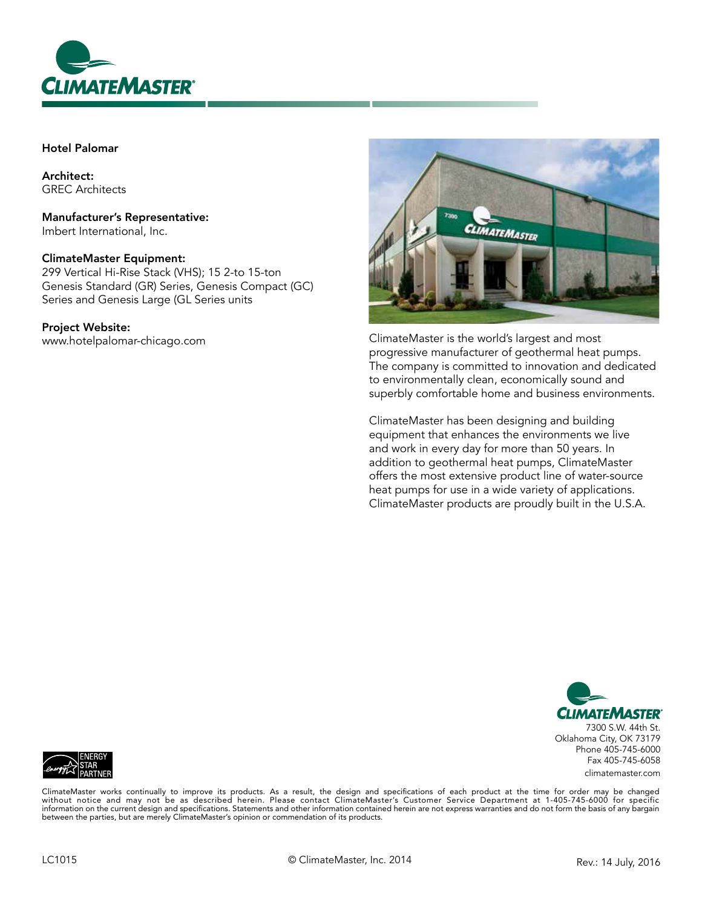**Hotel Palomar**

**Architect:**
GREC Architects

**Manufacturer's Representative:**
Imbert International, Inc.

**ClimateMaster Equipment:**
299 Vertical Hi-Rise Stack (VHS); 15 2-to 15-ton Genesis Standard (GR) Series, Genesis Compact (GC) Series and Genesis Large (GL Series units

**Project Website:**
www.hotelpalomar-chicago.com

ClimateMaster is the world's largest and most progressive manufacturer of geothermal heat pumps. The company is committed to innovation and dedicated to environmentally clean, economically sound and superbly comfortable home and business environments.

ClimateMaster has been designing and building equipment that enhances the environments we live and work in every day for more than 50 years. In addition to geothermal heat pumps, ClimateMaster offers the most extensive product line of water-source heat pumps for use in a wide variety of applications. ClimateMaster products are proudly built in the U.S.A.

ENERGY STAR PARTNER

CLIMATEMASTER
7300 S.W. 44th St.
Oklahoma City, OK 73179
Phone 405-745-6000
Fax 405-745-6058
climatemaster.com

ClimateMaster works continually to improve its products. As a result, the design and specifications of each product at the time for order may be changed without notice and may not be as described herein. Please contact ClimateMaster's Customer Service Department at 1-405-745-6000 for specific information on the current design and specifications. Statements and other information contained herein are not express warranties and do not form the basis of any bargain between the parties, but are merely ClimateMaster's opinion or commendation of its products.

LC1015 © ClimateMaster, Inc. 2014 Rev.: 14 July, 2016